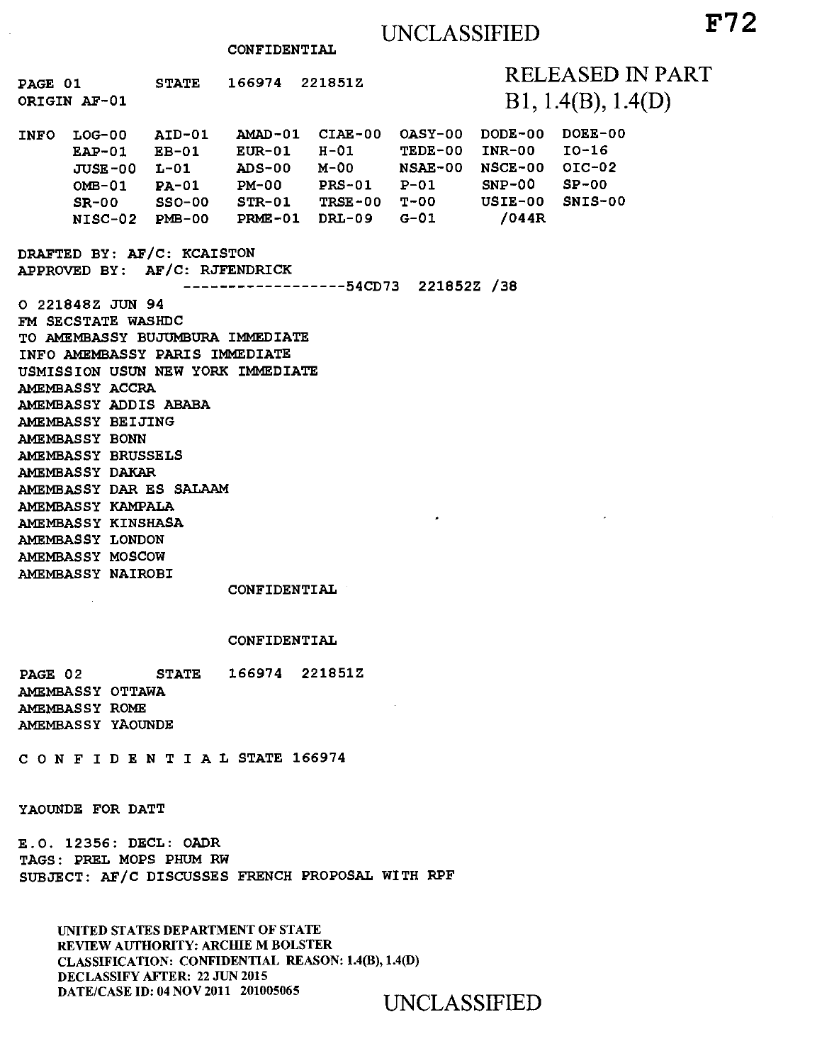UNCLASSIFIED

**F72**

CONFIDENTIAL

RELEASED IN PART
B1, 1.4(B), 1.4(D)

```
PAGE 01        STATE    166974  221851Z
ORIGIN AF-01

INFO  LOG-00   AID-01    AMAD-01  CIAE-00  OASY-00  DODE-00  DOEE-00
      EAP-01   EB-01     EUR-01   H-01     TEDE-00  INR-00   IO-16
      JUSE-00  L-01      ADS-00   M-00     NSAE-00  NSCE-00  OIC-02
      OMB-01   PA-01     PM-00    PRS-01   P-01     SNP-00   SP-00
      SR-00    SSO-00    STR-01   TRSE-00  T-00     USIE-00  SNIS-00
      NISC-02  PMB-00    PRME-01  DRL-09   G-01       /044R

DRAFTED BY: AF/C: KCAISTON
APPROVED BY:  AF/C: RJFENDRICK
                     ------------------54CD73  221852Z /38
O 221848Z JUN 94
FM SECSTATE WASHDC
TO AMEMBASSY BUJUMBURA IMMEDIATE
INFO AMEMBASSY PARIS IMMEDIATE
USMISSION USUN NEW YORK IMMEDIATE
AMEMBASSY ACCRA
AMEMBASSY ADDIS ABABA
AMEMBASSY BEIJING
AMEMBASSY BONN
AMEMBASSY BRUSSELS
AMEMBASSY DAKAR
AMEMBASSY DAR ES SALAAM
AMEMBASSY KAMPALA
AMEMBASSY KINSHASA
AMEMBASSY LONDON
AMEMBASSY MOSCOW
AMEMBASSY NAIROBI
```

CONFIDENTIAL

CONFIDENTIAL

```
PAGE 02        STATE    166974  221851Z
AMEMBASSY OTTAWA
AMEMBASSY ROME
AMEMBASSY YAOUNDE

C O N F I D E N T I A L STATE 166974


YAOUNDE FOR DATT

E.O. 12356: DECL: OADR
TAGS: PREL MOPS PHUM RW
SUBJECT: AF/C DISCUSSES FRENCH PROPOSAL WITH RPF
```

UNITED STATES DEPARTMENT OF STATE
REVIEW AUTHORITY: ARCHIE M BOLSTER
CLASSIFICATION: CONFIDENTIAL REASON: 1.4(B), 1.4(D)
DECLASSIFY AFTER: 22 JUN 2015
DATE/CASE ID: 04 NOV 2011 201005065

UNCLASSIFIED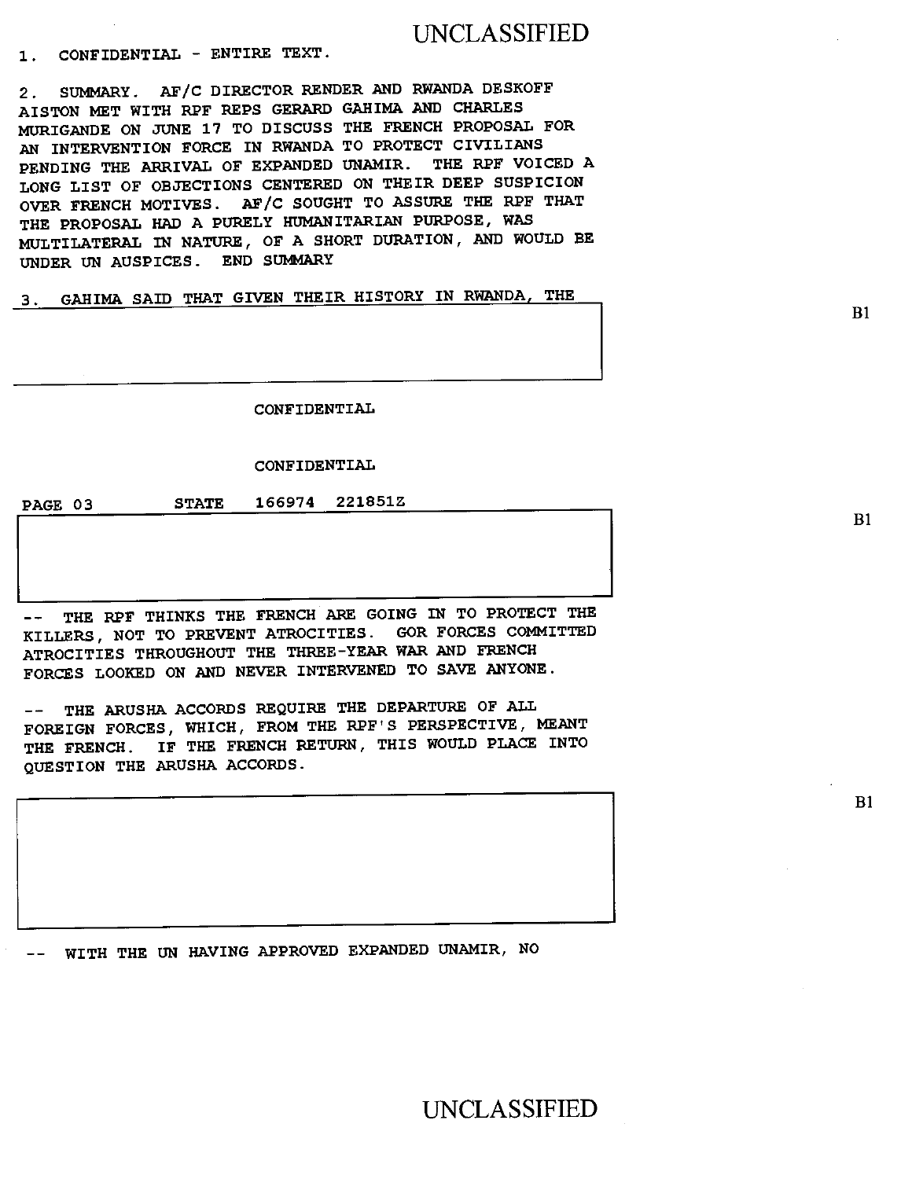1. CONFIDENTIAL - ENTIRE TEXT.

2. SUMMARY. AF/C DIRECTOR RENDER AND RWANDA DESKOFF AISTON MET WITH RPF REPS GERARD GAHIMA AND CHARLES MURIGANDE ON JUNE 17 TO DISCUSS THE FRENCH PROPOSAL FOR AN INTERVENTION FORCE IN RWANDA TO PROTECT CIVILIANS PENDING THE ARRIVAL OF EXPANDED UNAMIR. THE RPF VOICED A LONG LIST OF OBJECTIONS CENTERED ON THEIR DEEP SUSPICION OVER FRENCH MOTIVES. AF/C SOUGHT TO ASSURE THE RPF THAT THE PROPOSAL HAD A PURELY HUMANITARIAN PURPOSE, WAS MULTILATERAL IN NATURE, OF A SHORT DURATION, AND WOULD BE UNDER UN AUSPICES. END SUMMARY

3. GAHIMA SAID THAT GIVEN THEIR HISTORY IN RWANDA, THE

B1

CONFIDENTIAL

CONFIDENTIAL

PAGE 03 STATE 166974 221851Z

B1

-- THE RPF THINKS THE FRENCH ARE GOING IN TO PROTECT THE KILLERS, NOT TO PREVENT ATROCITIES. GOR FORCES COMMITTED ATROCITIES THROUGHOUT THE THREE-YEAR WAR AND FRENCH FORCES LOOKED ON AND NEVER INTERVENED TO SAVE ANYONE.

-- THE ARUSHA ACCORDS REQUIRE THE DEPARTURE OF ALL FOREIGN FORCES, WHICH, FROM THE RPF'S PERSPECTIVE, MEANT THE FRENCH. IF THE FRENCH RETURN, THIS WOULD PLACE INTO QUESTION THE ARUSHA ACCORDS.

B1

-- WITH THE UN HAVING APPROVED EXPANDED UNAMIR, NO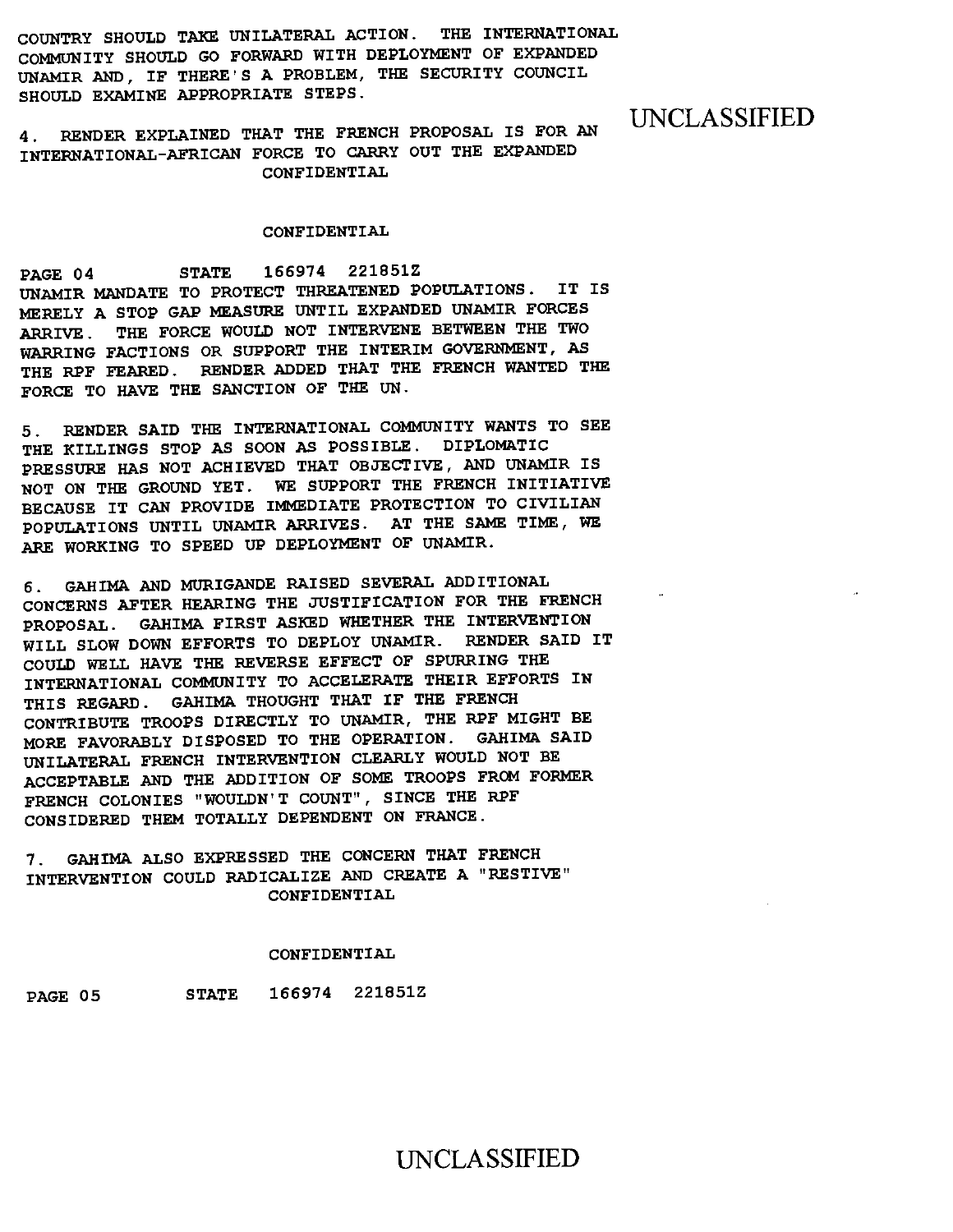COUNTRY SHOULD TAKE UNILATERAL ACTION. THE INTERNATIONAL COMMUNITY SHOULD GO FORWARD WITH DEPLOYMENT OF EXPANDED UNAMIR AND, IF THERE'S A PROBLEM, THE SECURITY COUNCIL SHOULD EXAMINE APPROPRIATE STEPS.

4. RENDER EXPLAINED THAT THE FRENCH PROPOSAL IS FOR AN INTERNATIONAL-AFRICAN FORCE TO CARRY OUT THE EXPANDED UNAMIR MANDATE TO PROTECT THREATENED POPULATIONS. IT IS MERELY A STOP GAP MEASURE UNTIL EXPANDED UNAMIR FORCES ARRIVE. THE FORCE WOULD NOT INTERVENE BETWEEN THE TWO WARRING FACTIONS OR SUPPORT THE INTERIM GOVERNMENT, AS THE RPF FEARED. RENDER ADDED THAT THE FRENCH WANTED THE FORCE TO HAVE THE SANCTION OF THE UN.

5. RENDER SAID THE INTERNATIONAL COMMUNITY WANTS TO SEE THE KILLINGS STOP AS SOON AS POSSIBLE. DIPLOMATIC PRESSURE HAS NOT ACHIEVED THAT OBJECTIVE, AND UNAMIR IS NOT ON THE GROUND YET. WE SUPPORT THE FRENCH INITIATIVE BECAUSE IT CAN PROVIDE IMMEDIATE PROTECTION TO CIVILIAN POPULATIONS UNTIL UNAMIR ARRIVES. AT THE SAME TIME, WE ARE WORKING TO SPEED UP DEPLOYMENT OF UNAMIR.

6. GAHIMA AND MURIGANDE RAISED SEVERAL ADDITIONAL CONCERNS AFTER HEARING THE JUSTIFICATION FOR THE FRENCH PROPOSAL. GAHIMA FIRST ASKED WHETHER THE INTERVENTION WILL SLOW DOWN EFFORTS TO DEPLOY UNAMIR. RENDER SAID IT COULD WELL HAVE THE REVERSE EFFECT OF SPURRING THE INTERNATIONAL COMMUNITY TO ACCELERATE THEIR EFFORTS IN THIS REGARD. GAHIMA THOUGHT THAT IF THE FRENCH CONTRIBUTE TROOPS DIRECTLY TO UNAMIR, THE RPF MIGHT BE MORE FAVORABLY DISPOSED TO THE OPERATION. GAHIMA SAID UNILATERAL FRENCH INTERVENTION CLEARLY WOULD NOT BE ACCEPTABLE AND THE ADDITION OF SOME TROOPS FROM FORMER FRENCH COLONIES "WOULDN'T COUNT", SINCE THE RPF CONSIDERED THEM TOTALLY DEPENDENT ON FRANCE.

7. GAHIMA ALSO EXPRESSED THE CONCERN THAT FRENCH INTERVENTION COULD RADICALIZE AND CREATE A "RESTIVE"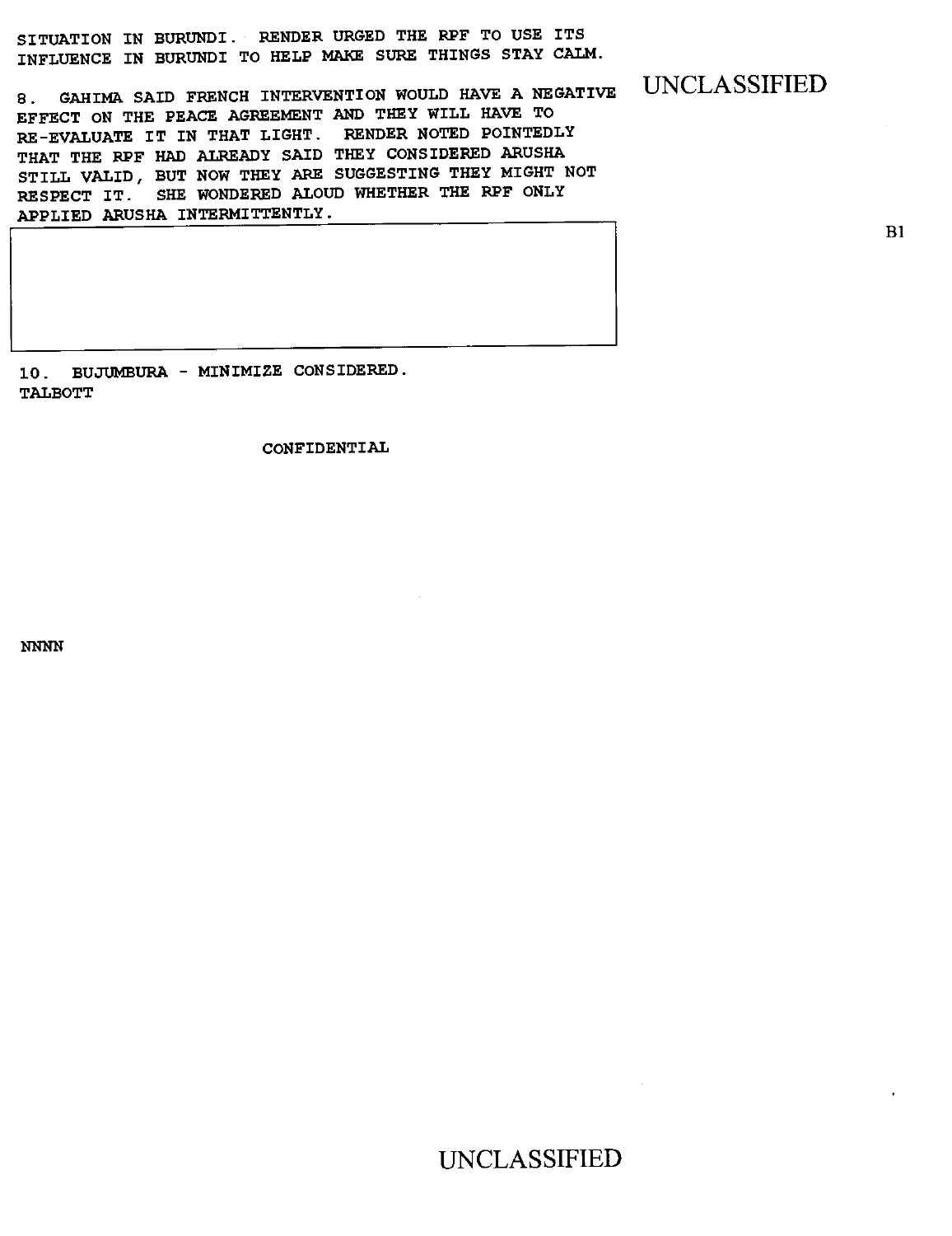SITUATION IN BURUNDI. RENDER URGED THE RPF TO USE ITS INFLUENCE IN BURUNDI TO HELP MAKE SURE THINGS STAY CALM.

8. GAHIMA SAID FRENCH INTERVENTION WOULD HAVE A NEGATIVE EFFECT ON THE PEACE AGREEMENT AND THEY WILL HAVE TO RE-EVALUATE IT IN THAT LIGHT. RENDER NOTED POINTEDLY THAT THE RPF HAD ALREADY SAID THEY CONSIDERED ARUSHA STILL VALID, BUT NOW THEY ARE SUGGESTING THEY MIGHT NOT RESPECT IT. SHE WONDERED ALOUD WHETHER THE RPF ONLY APPLIED ARUSHA INTERMITTENTLY.

B1

10. BUJUMBURA - MINIMIZE CONSIDERED.
TALBOTT

CONFIDENTIAL

NNNN